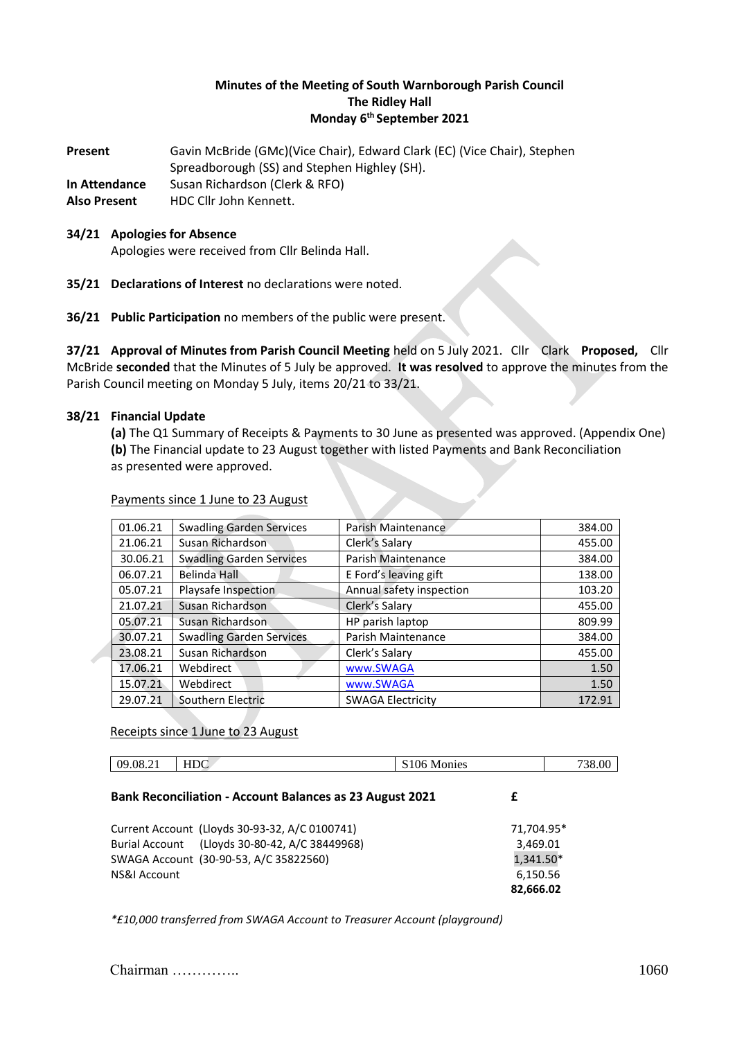**Minutes of the Meeting of South Warnborough Parish Council**
**The Ridley Hall**
**Monday 6th September 2021**

| | |
|---|---|
| **Present** | Gavin McBride (GMc)(Vice Chair), Edward Clark (EC) (Vice Chair), Stephen Spreadborough (SS) and Stephen Highley (SH). |
| **In Attendance** | Susan Richardson (Clerk & RFO) |
| **Also Present** | HDC Cllr John Kennett. |

**34/21 Apologies for Absence**
Apologies were received from Cllr Belinda Hall.

**35/21 Declarations of Interest** no declarations were noted.

**36/21 Public Participation** no members of the public were present.

**37/21 Approval of Minutes from Parish Council Meeting** held on 5 July 2021. Cllr Clark **Proposed,** Cllr McBride **seconded** that the Minutes of 5 July be approved. **It was resolved** to approve the minutes from the Parish Council meeting on Monday 5 July, items 20/21 to 33/21.

**38/21 Financial Update**
**(a)** The Q1 Summary of Receipts & Payments to 30 June as presented was approved. (Appendix One)
**(b)** The Financial update to 23 August together with listed Payments and Bank Reconciliation as presented were approved.

Payments since 1 June to 23 August

| | | | |
|---|---|---|---|
| 01.06.21 | Swadling Garden Services | Parish Maintenance | 384.00 |
| 21.06.21 | Susan Richardson | Clerk's Salary | 455.00 |
| 30.06.21 | Swadling Garden Services | Parish Maintenance | 384.00 |
| 06.07.21 | Belinda Hall | E Ford's leaving gift | 138.00 |
| 05.07.21 | Playsafe Inspection | Annual safety inspection | 103.20 |
| 21.07.21 | Susan Richardson | Clerk's Salary | 455.00 |
| 05.07.21 | Susan Richardson | HP parish laptop | 809.99 |
| 30.07.21 | Swadling Garden Services | Parish Maintenance | 384.00 |
| 23.08.21 | Susan Richardson | Clerk's Salary | 455.00 |
| 17.06.21 | Webdirect | www.SWAGA | 1.50 |
| 15.07.21 | Webdirect | www.SWAGA | 1.50 |
| 29.07.21 | Southern Electric | SWAGA Electricity | 172.91 |

Receipts since 1 June to 23 August

| | | | |
|---|---|---|---|
| 09.08.21 | HDC | S106 Monies | 738.00 |

**Bank Reconciliation - Account Balances as 23 August 2021**

| | £ |
|---|---|
| Current Account (Lloyds 30-93-32, A/C 0100741) | 71,704.95* |
| Burial Account (Lloyds 30-80-42, A/C 38449968) | 3,469.01 |
| SWAGA Account (30-90-53, A/C 35822560) | 1,341.50* |
| NS&I Account | 6,150.56 |
| | **82,666.02** |

*\*£10,000 transferred from SWAGA Account to Treasurer Account (playground)*

Chairman …………..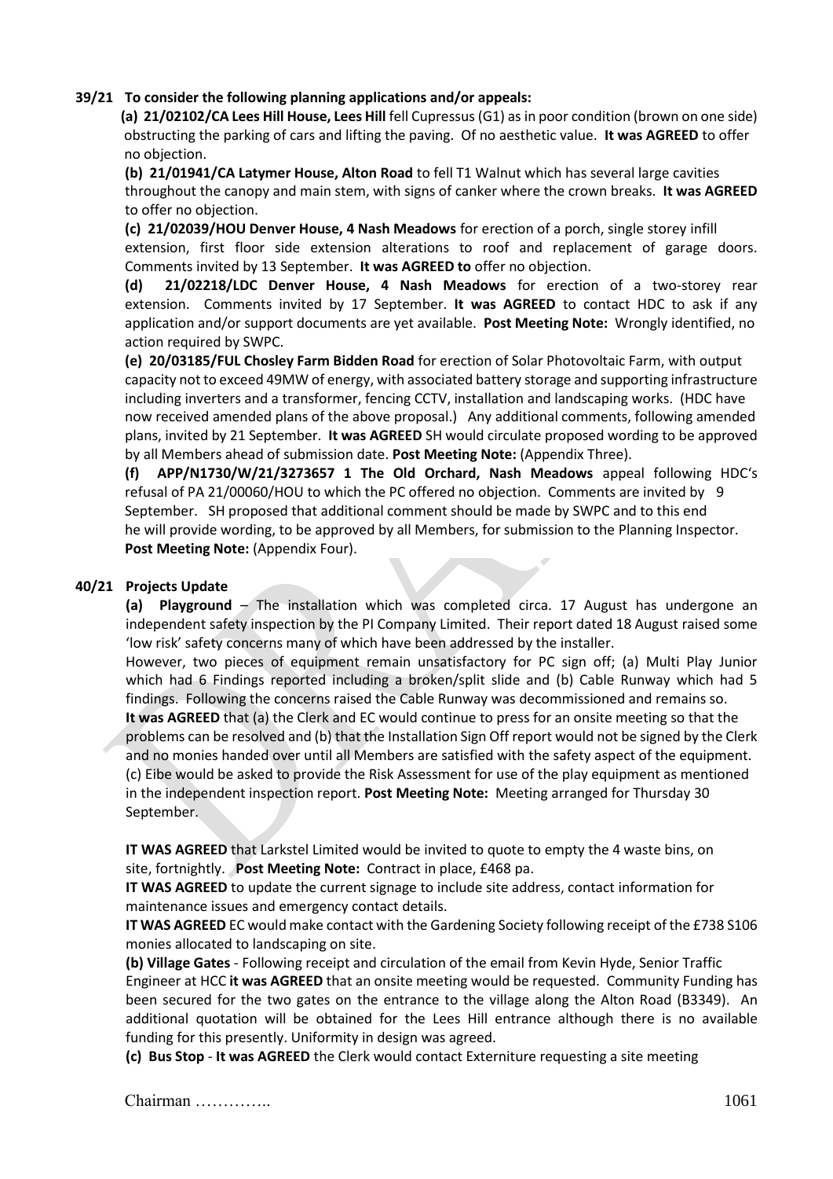**39/21 To consider the following planning applications and/or appeals:**

**(a) 21/02102/CA Lees Hill House, Lees Hill** fell Cupressus (G1) as in poor condition (brown on one side) obstructing the parking of cars and lifting the paving. Of no aesthetic value. **It was AGREED** to offer no objection.

**(b) 21/01941/CA Latymer House, Alton Road** to fell T1 Walnut which has several large cavities throughout the canopy and main stem, with signs of canker where the crown breaks. **It was AGREED** to offer no objection.

**(c) 21/02039/HOU Denver House, 4 Nash Meadows** for erection of a porch, single storey infill extension, first floor side extension alterations to roof and replacement of garage doors. Comments invited by 13 September. **It was AGREED to** offer no objection.

**(d) 21/02218/LDC Denver House, 4 Nash Meadows** for erection of a two-storey rear extension. Comments invited by 17 September. **It was AGREED** to contact HDC to ask if any application and/or support documents are yet available. **Post Meeting Note:** Wrongly identified, no action required by SWPC.

**(e) 20/03185/FUL Chosley Farm Bidden Road** for erection of Solar Photovoltaic Farm, with output capacity not to exceed 49MW of energy, with associated battery storage and supporting infrastructure including inverters and a transformer, fencing CCTV, installation and landscaping works. (HDC have now received amended plans of the above proposal.) Any additional comments, following amended plans, invited by 21 September. **It was AGREED** SH would circulate proposed wording to be approved by all Members ahead of submission date. **Post Meeting Note:** (Appendix Three).

**(f) APP/N1730/W/21/3273657 1 The Old Orchard, Nash Meadows** appeal following HDC's refusal of PA 21/00060/HOU to which the PC offered no objection. Comments are invited by 9 September. SH proposed that additional comment should be made by SWPC and to this end he will provide wording, to be approved by all Members, for submission to the Planning Inspector. **Post Meeting Note:** (Appendix Four).

**40/21 Projects Update**

**(a) Playground** – The installation which was completed circa. 17 August has undergone an independent safety inspection by the PI Company Limited. Their report dated 18 August raised some 'low risk' safety concerns many of which have been addressed by the installer.

However, two pieces of equipment remain unsatisfactory for PC sign off; (a) Multi Play Junior which had 6 Findings reported including a broken/split slide and (b) Cable Runway which had 5 findings. Following the concerns raised the Cable Runway was decommissioned and remains so.

**It was AGREED** that (a) the Clerk and EC would continue to press for an onsite meeting so that the problems can be resolved and (b) that the Installation Sign Off report would not be signed by the Clerk and no monies handed over until all Members are satisfied with the safety aspect of the equipment. (c) Eibe would be asked to provide the Risk Assessment for use of the play equipment as mentioned in the independent inspection report. **Post Meeting Note:** Meeting arranged for Thursday 30 September.

**IT WAS AGREED** that Larkstel Limited would be invited to quote to empty the 4 waste bins, on site, fortnightly. **Post Meeting Note:** Contract in place, £468 pa.

**IT WAS AGREED** to update the current signage to include site address, contact information for maintenance issues and emergency contact details.

**IT WAS AGREED** EC would make contact with the Gardening Society following receipt of the £738 S106 monies allocated to landscaping on site.

**(b) Village Gates** - Following receipt and circulation of the email from Kevin Hyde, Senior Traffic Engineer at HCC **it was AGREED** that an onsite meeting would be requested. Community Funding has been secured for the two gates on the entrance to the village along the Alton Road (B3349). An additional quotation will be obtained for the Lees Hill entrance although there is no available funding for this presently. Uniformity in design was agreed.

**(c) Bus Stop** - **It was AGREED** the Clerk would contact Externiture requesting a site meeting

Chairman …………..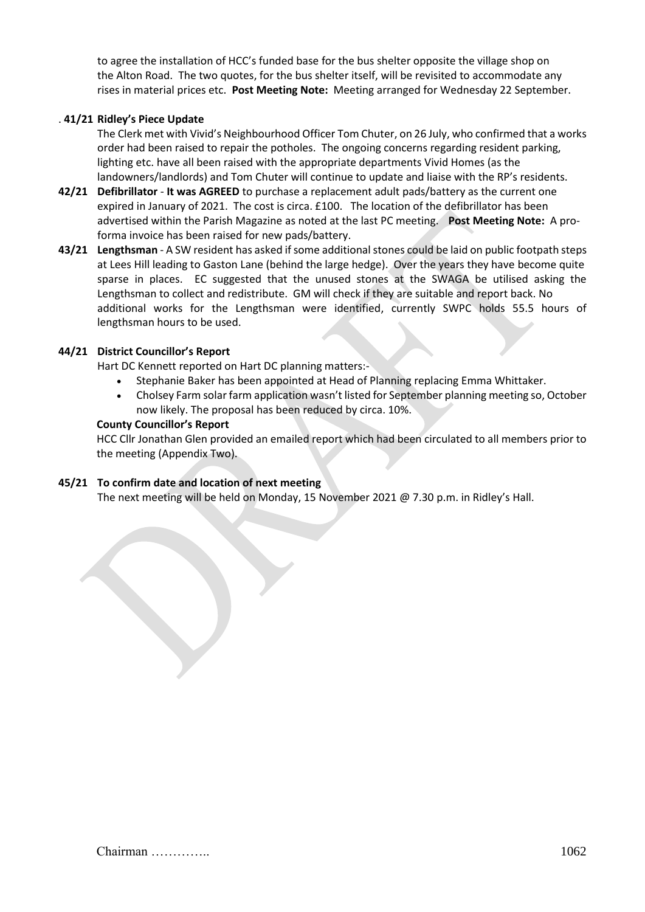to agree the installation of HCC's funded base for the bus shelter opposite the village shop on the Alton Road. The two quotes, for the bus shelter itself, will be revisited to accommodate any rises in material prices etc. **Post Meeting Note:** Meeting arranged for Wednesday 22 September.

. **41/21 Ridley's Piece Update**

The Clerk met with Vivid's Neighbourhood Officer Tom Chuter, on 26 July, who confirmed that a works order had been raised to repair the potholes. The ongoing concerns regarding resident parking, lighting etc. have all been raised with the appropriate departments Vivid Homes (as the landowners/landlords) and Tom Chuter will continue to update and liaise with the RP's residents.

**42/21 Defibrillator** - **It was AGREED** to purchase a replacement adult pads/battery as the current one expired in January of 2021. The cost is circa. £100. The location of the defibrillator has been advertised within the Parish Magazine as noted at the last PC meeting. **Post Meeting Note:** A pro-forma invoice has been raised for new pads/battery.

**43/21 Lengthsman** - A SW resident has asked if some additional stones could be laid on public footpath steps at Lees Hill leading to Gaston Lane (behind the large hedge). Over the years they have become quite sparse in places. EC suggested that the unused stones at the SWAGA be utilised asking the Lengthsman to collect and redistribute. GM will check if they are suitable and report back. No additional works for the Lengthsman were identified, currently SWPC holds 55.5 hours of lengthsman hours to be used.

**44/21 District Councillor's Report**

Hart DC Kennett reported on Hart DC planning matters:-

- Stephanie Baker has been appointed at Head of Planning replacing Emma Whittaker.
- Cholsey Farm solar farm application wasn't listed for September planning meeting so, October now likely. The proposal has been reduced by circa. 10%.

**County Councillor's Report**

HCC Cllr Jonathan Glen provided an emailed report which had been circulated to all members prior to the meeting (Appendix Two).

**45/21 To confirm date and location of next meeting**

The next meeting will be held on Monday, 15 November 2021 @ 7.30 p.m. in Ridley's Hall.

Chairman …………..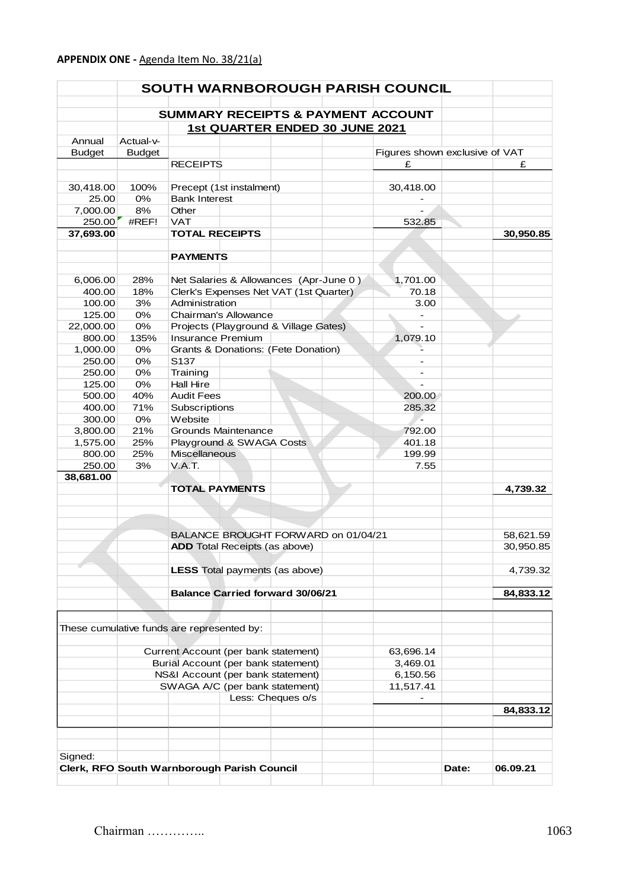**APPENDIX ONE -** Agenda Item No. 38/21(a)

## SOUTH WARNBOROUGH PARISH COUNCIL

### SUMMARY RECEIPTS & PAYMENT ACCOUNT

### 1st QUARTER ENDED 30 JUNE 2021

| Annual Budget | Actual-v-Budget | | Figures shown exclusive of VAT | |
|---|---|---|---|---|
| | | RECEIPTS | £ | £ |
| 30,418.00 | 100% | Precept (1st instalment) | 30,418.00 | |
| 25.00 | 0% | Bank Interest | - | |
| 7,000.00 | 8% | Other | - | |
| 250.00 | #REF! | VAT | 532.85 | |
| **37,693.00** | | **TOTAL RECEIPTS** | | **30,950.85** |
| | | **PAYMENTS** | | |
| 6,006.00 | 28% | Net Salaries & Allowances (Apr-June 0 ) | 1,701.00 | |
| 400.00 | 18% | Clerk's Expenses Net VAT (1st Quarter) | 70.18 | |
| 100.00 | 3% | Administration | 3.00 | |
| 125.00 | 0% | Chairman's Allowance | - | |
| 22,000.00 | 0% | Projects (Playground & Village Gates) | - | |
| 800.00 | 135% | Insurance Premium | 1,079.10 | |
| 1,000.00 | 0% | Grants & Donations: (Fete Donation) | - | |
| 250.00 | 0% | S137 | - | |
| 250.00 | 0% | Training | - | |
| 125.00 | 0% | Hall Hire | - | |
| 500.00 | 40% | Audit Fees | 200.00 | |
| 400.00 | 71% | Subscriptions | 285.32 | |
| 300.00 | 0% | Website | - | |
| 3,800.00 | 21% | Grounds Maintenance | 792.00 | |
| 1,575.00 | 25% | Playground & SWAGA Costs | 401.18 | |
| 800.00 | 25% | Miscellaneous | 199.99 | |
| 250.00 | 3% | V.A.T. | 7.55 | |
| **38,681.00** | | | | |
| | | **TOTAL PAYMENTS** | | **4,739.32** |
| | | BALANCE BROUGHT FORWARD on 01/04/21 | | 58,621.59 |
| | | **ADD** Total Receipts (as above) | | 30,950.85 |
| | | **LESS** Total payments (as above) | | 4,739.32 |
| | | **Balance Carried forward 30/06/21** | | **84,833.12** |

These cumulative funds are represented by:

| | | |
|---|---|---|
| Current Account (per bank statement) | 63,696.14 | |
| Burial Account (per bank statement) | 3,469.01 | |
| NS&I Account (per bank statement) | 6,150.56 | |
| SWAGA A/C (per bank statement) | 11,517.41 | |
| Less: Cheques o/s | - | |
| | | **84,833.12** |

Signed:

**Clerk, RFO South Warnborough Parish Council** **Date: 06.09.21**

Chairman …………..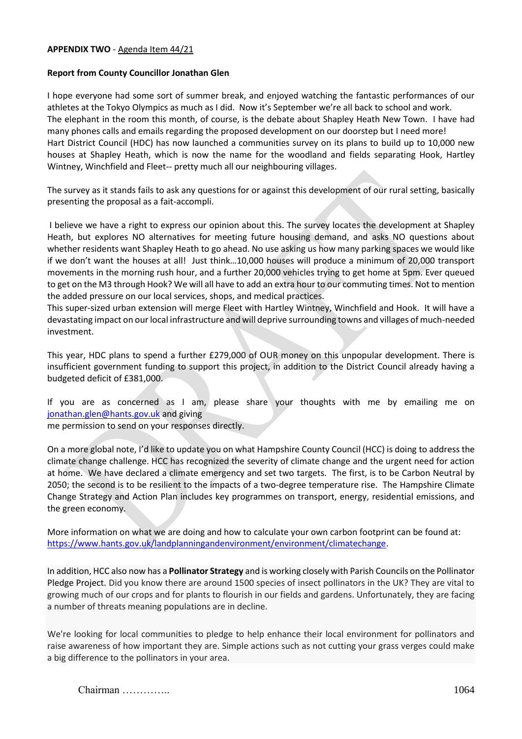**APPENDIX TWO** - Agenda Item 44/21

**Report from County Councillor Jonathan Glen**

I hope everyone had some sort of summer break, and enjoyed watching the fantastic performances of our athletes at the Tokyo Olympics as much as I did. Now it's September we're all back to school and work.
The elephant in the room this month, of course, is the debate about Shapley Heath New Town. I have had many phones calls and emails regarding the proposed development on our doorstep but I need more!
Hart District Council (HDC) has now launched a communities survey on its plans to build up to 10,000 new houses at Shapley Heath, which is now the name for the woodland and fields separating Hook, Hartley Wintney, Winchfield and Fleet-- pretty much all our neighbouring villages.

The survey as it stands fails to ask any questions for or against this development of our rural setting, basically presenting the proposal as a fait-accompli.

I believe we have a right to express our opinion about this. The survey locates the development at Shapley Heath, but explores NO alternatives for meeting future housing demand, and asks NO questions about whether residents want Shapley Heath to go ahead. No use asking us how many parking spaces we would like if we don't want the houses at all! Just think…10,000 houses will produce a minimum of 20,000 transport movements in the morning rush hour, and a further 20,000 vehicles trying to get home at 5pm. Ever queued to get on the M3 through Hook? We will all have to add an extra hour to our commuting times. Not to mention the added pressure on our local services, shops, and medical practices.
This super-sized urban extension will merge Fleet with Hartley Wintney, Winchfield and Hook. It will have a devastating impact on our local infrastructure and will deprive surrounding towns and villages of much-needed investment.

This year, HDC plans to spend a further £279,000 of OUR money on this unpopular development. There is insufficient government funding to support this project, in addition to the District Council already having a budgeted deficit of £381,000.

If you are as concerned as I am, please share your thoughts with me by emailing me on jonathan.glen@hants.gov.uk and giving
me permission to send on your responses directly.

On a more global note, I'd like to update you on what Hampshire County Council (HCC) is doing to address the climate change challenge. HCC has recognized the severity of climate change and the urgent need for action at home. We have declared a climate emergency and set two targets. The first, is to be Carbon Neutral by 2050; the second is to be resilient to the impacts of a two-degree temperature rise. The Hampshire Climate Change Strategy and Action Plan includes key programmes on transport, energy, residential emissions, and the green economy.

More information on what we are doing and how to calculate your own carbon footprint can be found at:
https://www.hants.gov.uk/landplanningandenvironment/environment/climatechange.

In addition, HCC also now has a **Pollinator Strategy** and is working closely with Parish Councils on the Pollinator Pledge Project. Did you know there are around 1500 species of insect pollinators in the UK? They are vital to growing much of our crops and for plants to flourish in our fields and gardens. Unfortunately, they are facing a number of threats meaning populations are in decline.

We're looking for local communities to pledge to help enhance their local environment for pollinators and raise awareness of how important they are. Simple actions such as not cutting your grass verges could make a big difference to the pollinators in your area.

Chairman …………..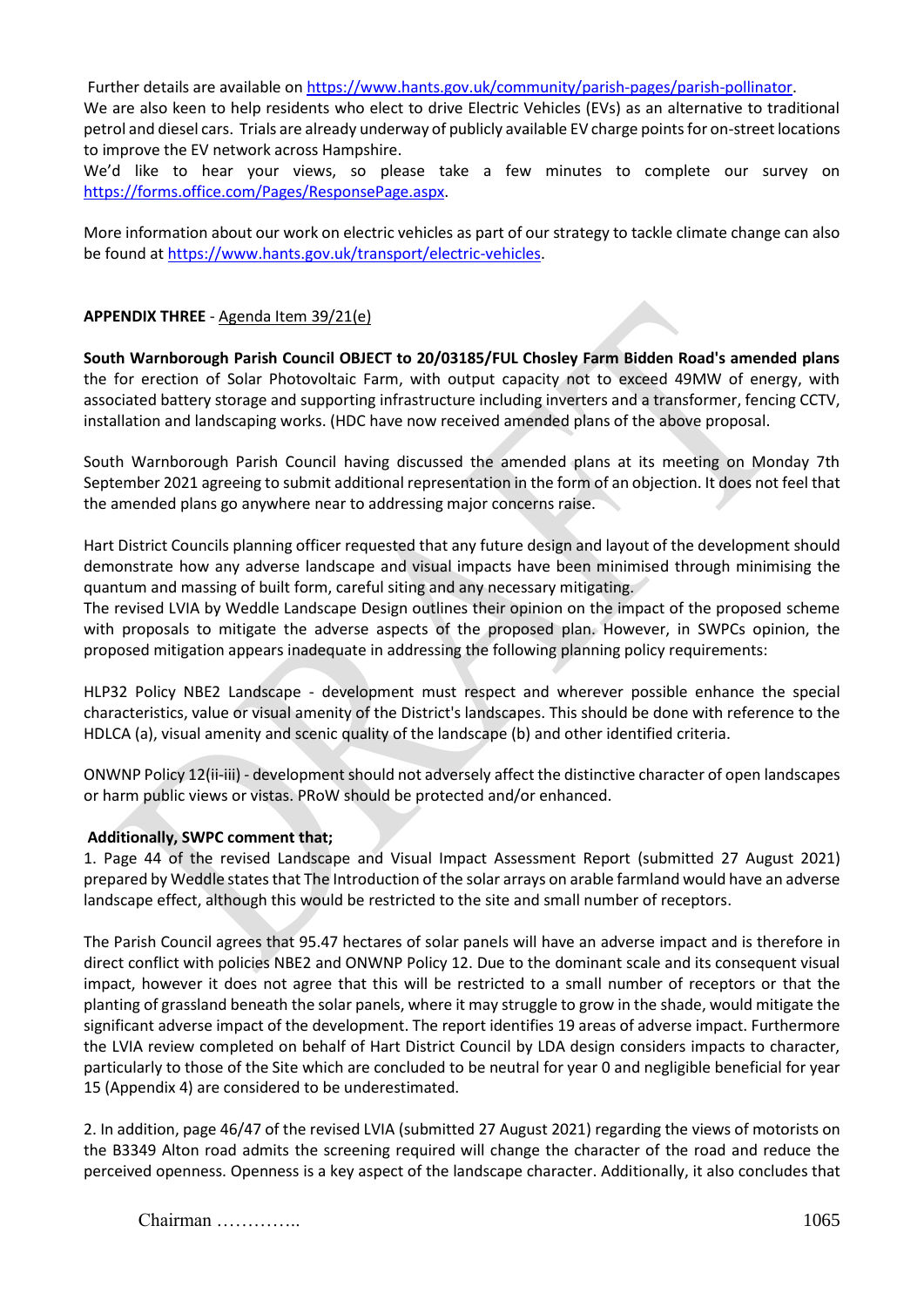Further details are available on https://www.hants.gov.uk/community/parish-pages/parish-pollinator.

We are also keen to help residents who elect to drive Electric Vehicles (EVs) as an alternative to traditional petrol and diesel cars. Trials are already underway of publicly available EV charge points for on-street locations to improve the EV network across Hampshire.

We'd like to hear your views, so please take a few minutes to complete our survey on https://forms.office.com/Pages/ResponsePage.aspx.

More information about our work on electric vehicles as part of our strategy to tackle climate change can also be found at https://www.hants.gov.uk/transport/electric-vehicles.

**APPENDIX THREE** - Agenda Item 39/21(e)

**South Warnborough Parish Council OBJECT to 20/03185/FUL Chosley Farm Bidden Road's amended plans** the for erection of Solar Photovoltaic Farm, with output capacity not to exceed 49MW of energy, with associated battery storage and supporting infrastructure including inverters and a transformer, fencing CCTV, installation and landscaping works. (HDC have now received amended plans of the above proposal.

South Warnborough Parish Council having discussed the amended plans at its meeting on Monday 7th September 2021 agreeing to submit additional representation in the form of an objection. It does not feel that the amended plans go anywhere near to addressing major concerns raise.

Hart District Councils planning officer requested that any future design and layout of the development should demonstrate how any adverse landscape and visual impacts have been minimised through minimising the quantum and massing of built form, careful siting and any necessary mitigating.

The revised LVIA by Weddle Landscape Design outlines their opinion on the impact of the proposed scheme with proposals to mitigate the adverse aspects of the proposed plan. However, in SWPCs opinion, the proposed mitigation appears inadequate in addressing the following planning policy requirements:

HLP32 Policy NBE2 Landscape - development must respect and wherever possible enhance the special characteristics, value or visual amenity of the District's landscapes. This should be done with reference to the HDLCA (a), visual amenity and scenic quality of the landscape (b) and other identified criteria.

ONWNP Policy 12(ii-iii) - development should not adversely affect the distinctive character of open landscapes or harm public views or vistas. PRoW should be protected and/or enhanced.

**Additionally, SWPC comment that;**

1. Page 44 of the revised Landscape and Visual Impact Assessment Report (submitted 27 August 2021) prepared by Weddle states that The Introduction of the solar arrays on arable farmland would have an adverse landscape effect, although this would be restricted to the site and small number of receptors.

The Parish Council agrees that 95.47 hectares of solar panels will have an adverse impact and is therefore in direct conflict with policies NBE2 and ONWNP Policy 12. Due to the dominant scale and its consequent visual impact, however it does not agree that this will be restricted to a small number of receptors or that the planting of grassland beneath the solar panels, where it may struggle to grow in the shade, would mitigate the significant adverse impact of the development. The report identifies 19 areas of adverse impact. Furthermore the LVIA review completed on behalf of Hart District Council by LDA design considers impacts to character, particularly to those of the Site which are concluded to be neutral for year 0 and negligible beneficial for year 15 (Appendix 4) are considered to be underestimated.

2. In addition, page 46/47 of the revised LVIA (submitted 27 August 2021) regarding the views of motorists on the B3349 Alton road admits the screening required will change the character of the road and reduce the perceived openness. Openness is a key aspect of the landscape character. Additionally, it also concludes that

Chairman …………..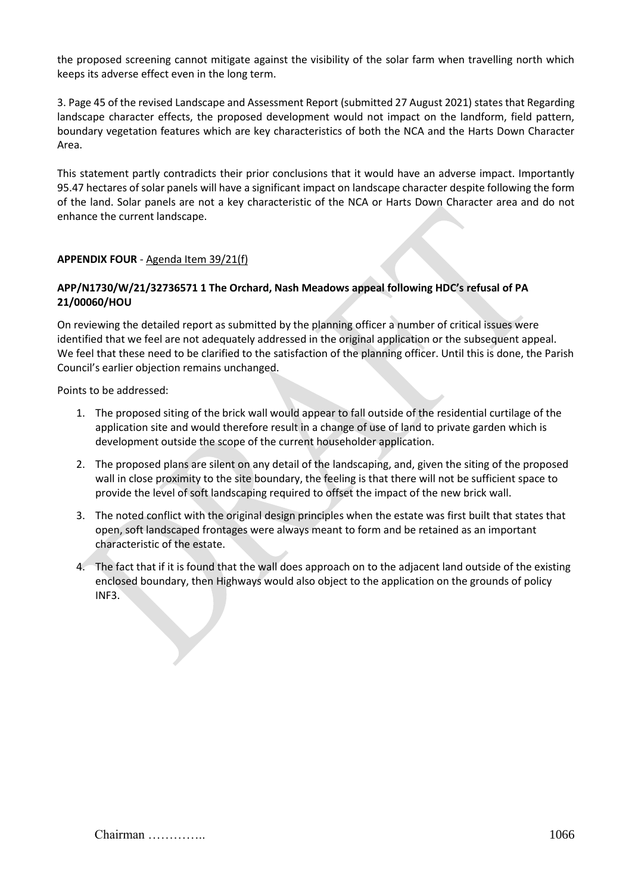the proposed screening cannot mitigate against the visibility of the solar farm when travelling north which keeps its adverse effect even in the long term.

3. Page 45 of the revised Landscape and Assessment Report (submitted 27 August 2021) states that Regarding landscape character effects, the proposed development would not impact on the landform, field pattern, boundary vegetation features which are key characteristics of both the NCA and the Harts Down Character Area.

This statement partly contradicts their prior conclusions that it would have an adverse impact. Importantly 95.47 hectares of solar panels will have a significant impact on landscape character despite following the form of the land. Solar panels are not a key characteristic of the NCA or Harts Down Character area and do not enhance the current landscape.

**APPENDIX FOUR** - Agenda Item 39/21(f)

**APP/N1730/W/21/32736571 1 The Orchard, Nash Meadows appeal following HDC's refusal of PA 21/00060/HOU**

On reviewing the detailed report as submitted by the planning officer a number of critical issues were identified that we feel are not adequately addressed in the original application or the subsequent appeal. We feel that these need to be clarified to the satisfaction of the planning officer. Until this is done, the Parish Council's earlier objection remains unchanged.

Points to be addressed:

1. The proposed siting of the brick wall would appear to fall outside of the residential curtilage of the application site and would therefore result in a change of use of land to private garden which is development outside the scope of the current householder application.
2. The proposed plans are silent on any detail of the landscaping, and, given the siting of the proposed wall in close proximity to the site boundary, the feeling is that there will not be sufficient space to provide the level of soft landscaping required to offset the impact of the new brick wall.
3. The noted conflict with the original design principles when the estate was first built that states that open, soft landscaped frontages were always meant to form and be retained as an important characteristic of the estate.
4. The fact that if it is found that the wall does approach on to the adjacent land outside of the existing enclosed boundary, then Highways would also object to the application on the grounds of policy INF3.

Chairman …………..